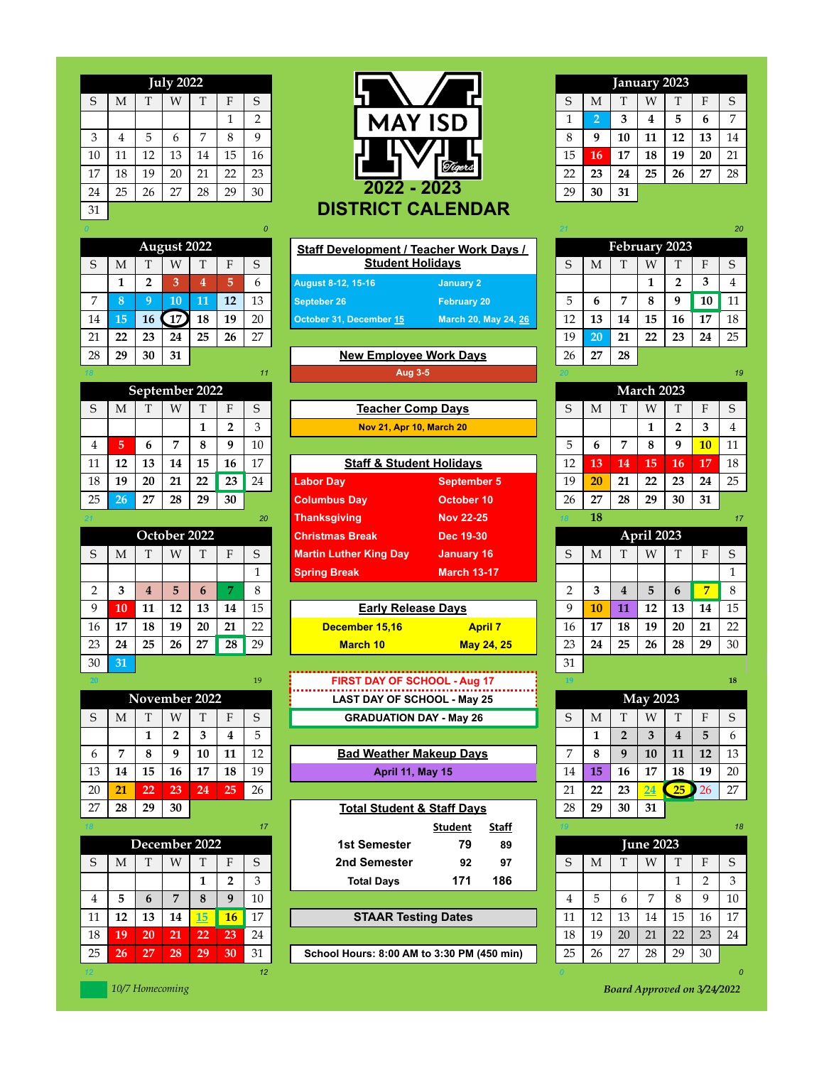# MAY ISD

# 2022 - 2023 DISTRICT CALENDAR

## July 2022

| S | M | T | W | T | F | S |
|---|---|---|---|---|---|---|
| | | | | | 1 | 2 |
| 3 | 4 | 5 | 6 | 7 | 8 | 9 |
| 10 | 11 | 12 | 13 | 14 | 15 | 16 |
| 17 | 18 | 19 | 20 | 21 | 22 | 23 |
| 24 | 25 | 26 | 27 | 28 | 29 | 30 |
| 31 | | | | | | |

0 — 0

## August 2022

| S | M | T | W | T | F | S |
|---|---|---|---|---|---|---|
| | 1 | 2 | 3 | 4 | 5 | 6 |
| 7 | 8 | 9 | 10 | 11 | 12 | 13 |
| 14 | 15 | 16 | 17 | 18 | 19 | 20 |
| 21 | 22 | 23 | 24 | 25 | 26 | 27 |
| 28 | 29 | 30 | 31 | | | |

18 — 11

## September 2022

| S | M | T | W | T | F | S |
|---|---|---|---|---|---|---|
| | | | | 1 | 2 | 3 |
| 4 | 5 | 6 | 7 | 8 | 9 | 10 |
| 11 | 12 | 13 | 14 | 15 | 16 | 17 |
| 18 | 19 | 20 | 21 | 22 | 23 | 24 |
| 25 | 26 | 27 | 28 | 29 | 30 | |

21 — 20

## October 2022

| S | M | T | W | T | F | S |
|---|---|---|---|---|---|---|
| | | | | | | 1 |
| 2 | 3 | 4 | 5 | 6 | 7 | 8 |
| 9 | 10 | 11 | 12 | 13 | 14 | 15 |
| 16 | 17 | 18 | 19 | 20 | 21 | 22 |
| 23 | 24 | 25 | 26 | 27 | 28 | 29 |
| 30 | 31 | | | | | |

20 — 19

## November 2022

| S | M | T | W | T | F | S |
|---|---|---|---|---|---|---|
| | | 1 | 2 | 3 | 4 | 5 |
| 6 | 7 | 8 | 9 | 10 | 11 | 12 |
| 13 | 14 | 15 | 16 | 17 | 18 | 19 |
| 20 | 21 | 22 | 23 | 24 | 25 | 26 |
| 27 | 28 | 29 | 30 | | | |

18 — 17

## December 2022

| S | M | T | W | T | F | S |
|---|---|---|---|---|---|---|
| | | | | 1 | 2 | 3 |
| 4 | 5 | 6 | 7 | 8 | 9 | 10 |
| 11 | 12 | 13 | 14 | 15 | 16 | 17 |
| 18 | 19 | 20 | 21 | 22 | 23 | 24 |
| 25 | 26 | 27 | 28 | 29 | 30 | 31 |

12 — 12

10/7 Homecoming

## Staff Development / Teacher Work Days / Student Holidays

| | |
|---|---|
| August 8-12, 15-16 | January 2 |
| Septeber 26 | February 20 |
| October 31, December 15 | March 20, May 24, 26 |

## New Employee Work Days

Aug 3-5

## Teacher Comp Days

Nov 21, Apr 10, March 20

## Staff & Student Holidays

| | |
|---|---|
| Labor Day | September 5 |
| Columbus Day | October 10 |
| Thanksgiving | Nov 22-25 |
| Christmas Break | Dec 19-30 |
| Martin Luther King Day | January 16 |
| Spring Break | March 13-17 |

## Early Release Days

| | |
|---|---|
| December 15,16 | April 7 |
| March 10 | May 24, 25 |

FIRST DAY OF SCHOOL - Aug 17

LAST DAY OF SCHOOL - May 25

GRADUATION DAY - May 26

## Bad Weather Makeup Days

April 11, May 15

## Total Student & Staff Days

| | Student | Staff |
|---|---|---|
| 1st Semester | 79 | 89 |
| 2nd Semester | 92 | 97 |
| Total Days | 171 | 186 |

## STAAR Testing Dates

School Hours: 8:00 AM to 3:30 PM (450 min)

## January 2023

| S | M | T | W | T | F | S |
|---|---|---|---|---|---|---|
| 1 | 2 | 3 | 4 | 5 | 6 | 7 |
| 8 | 9 | 10 | 11 | 12 | 13 | 14 |
| 15 | 16 | 17 | 18 | 19 | 20 | 21 |
| 22 | 23 | 24 | 25 | 26 | 27 | 28 |
| 29 | 30 | 31 | | | | |

21 — 20

## February 2023

| S | M | T | W | T | F | S |
|---|---|---|---|---|---|---|
| | | | 1 | 2 | 3 | 4 |
| 5 | 6 | 7 | 8 | 9 | 10 | 11 |
| 12 | 13 | 14 | 15 | 16 | 17 | 18 |
| 19 | 20 | 21 | 22 | 23 | 24 | 25 |
| 26 | 27 | 28 | | | | |

20 — 19

## March 2023

| S | M | T | W | T | F | S |
|---|---|---|---|---|---|---|
| | | | 1 | 2 | 3 | 4 |
| 5 | 6 | 7 | 8 | 9 | 10 | 11 |
| 12 | 13 | 14 | 15 | 16 | 17 | 18 |
| 19 | 20 | 21 | 22 | 23 | 24 | 25 |
| 26 | 27 | 28 | 29 | 30 | 31 | |

18 — 18 — 17

## April 2023

| S | M | T | W | T | F | S |
|---|---|---|---|---|---|---|
| | | | | | | 1 |
| 2 | 3 | 4 | 5 | 6 | 7 | 8 |
| 9 | 10 | 11 | 12 | 13 | 14 | 15 |
| 16 | 17 | 18 | 19 | 20 | 21 | 22 |
| 23 | 24 | 25 | 26 | 28 | 29 | 30 |
| 31 | | | | | | |

19 — 18

## May 2023

| S | M | T | W | T | F | S |
|---|---|---|---|---|---|---|
| | 1 | 2 | 3 | 4 | 5 | 6 |
| 7 | 8 | 9 | 10 | 11 | 12 | 13 |
| 14 | 15 | 16 | 17 | 18 | 19 | 20 |
| 21 | 22 | 23 | 24 | 25 | 26 | 27 |
| 28 | 29 | 30 | 31 | | | |

19 — 18

## June 2023

| S | M | T | W | T | F | S |
|---|---|---|---|---|---|---|
| | | | | 1 | 2 | 3 |
| 4 | 5 | 6 | 7 | 8 | 9 | 10 |
| 11 | 12 | 13 | 14 | 15 | 16 | 17 |
| 18 | 19 | 20 | 21 | 22 | 23 | 24 |
| 25 | 26 | 27 | 28 | 29 | 30 | |

0 — 0

*Board Approved on 3/24/2022*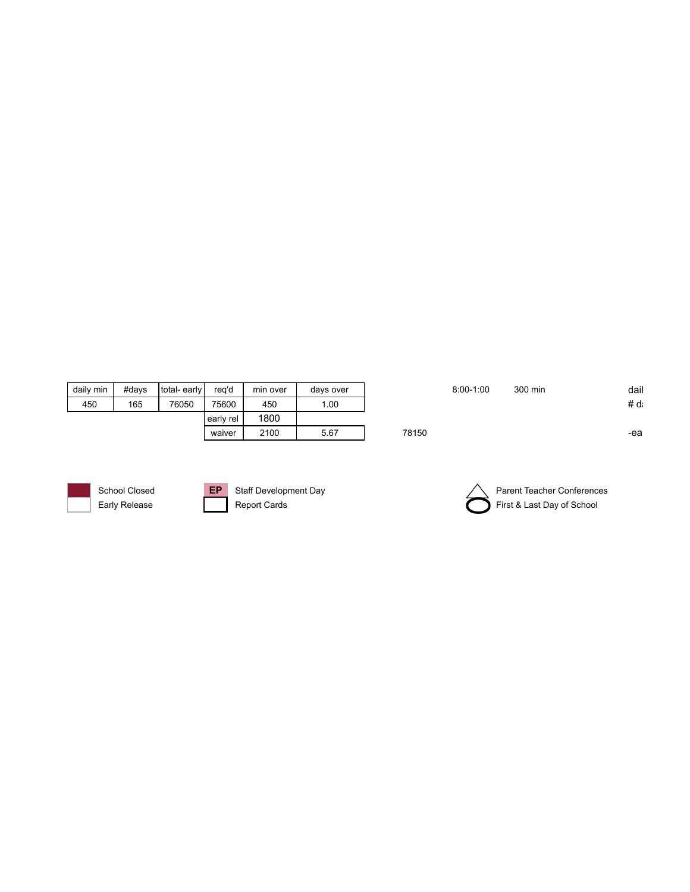| daily min | #days | total- early | req'd | min over | days over |
|---|---|---|---|---|---|
| 450 | 165 | 76050 | 75600 | 450 | 1.00 |
| | | | early rel | 1800 | |
| | | | waiver | 2100 | 5.67 |

78150

8:00-1:00 300 min

dail
# d
-ea

School Closed
Early Release

EP Staff Development Day
Report Cards

Parent Teacher Conferences
First & Last Day of School